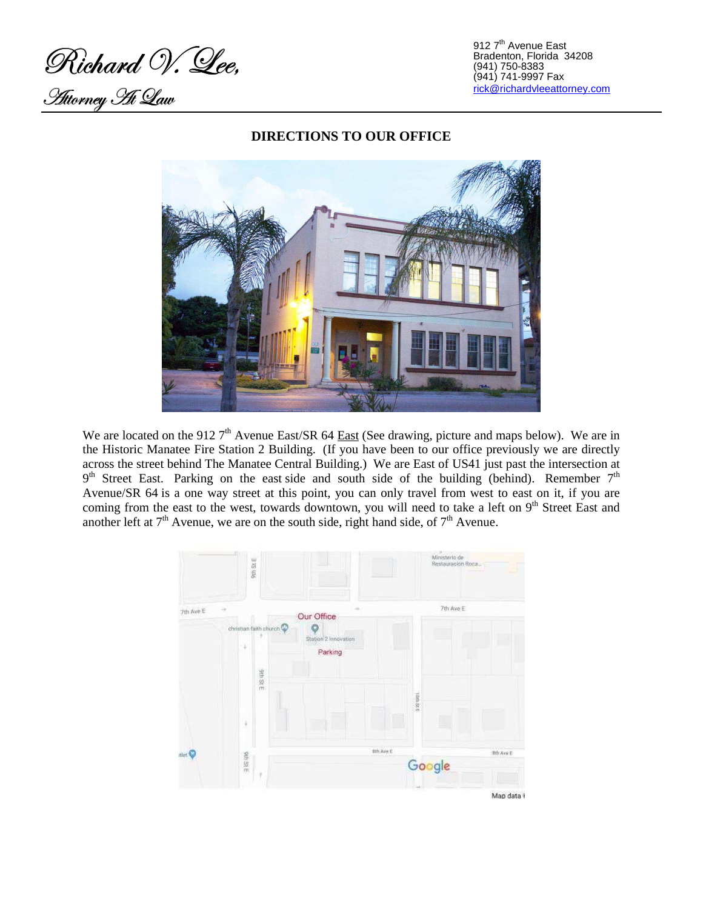Richard V. Lee,
Attorney At Law

912 7th Avenue East
Bradenton, Florida 34208
(941) 750-8383
(941) 741-9997 Fax
rick@richardvleeattorney.com

## DIRECTIONS TO OUR OFFICE

We are located on the 912 7th Avenue East/SR 64 East (See drawing, picture and maps below). We are in the Historic Manatee Fire Station 2 Building. (If you have been to our office previously we are directly across the street behind The Manatee Central Building.) We are East of US41 just past the intersection at 9th Street East. Parking on the east side and south side of the building (behind). Remember 7th Avenue/SR 64 is a one way street at this point, you can only travel from west to east on it, if you are coming from the east to the west, towards downtown, you will need to take a left on 9th Street East and another left at 7th Avenue, we are on the south side, right hand side, of 7th Avenue.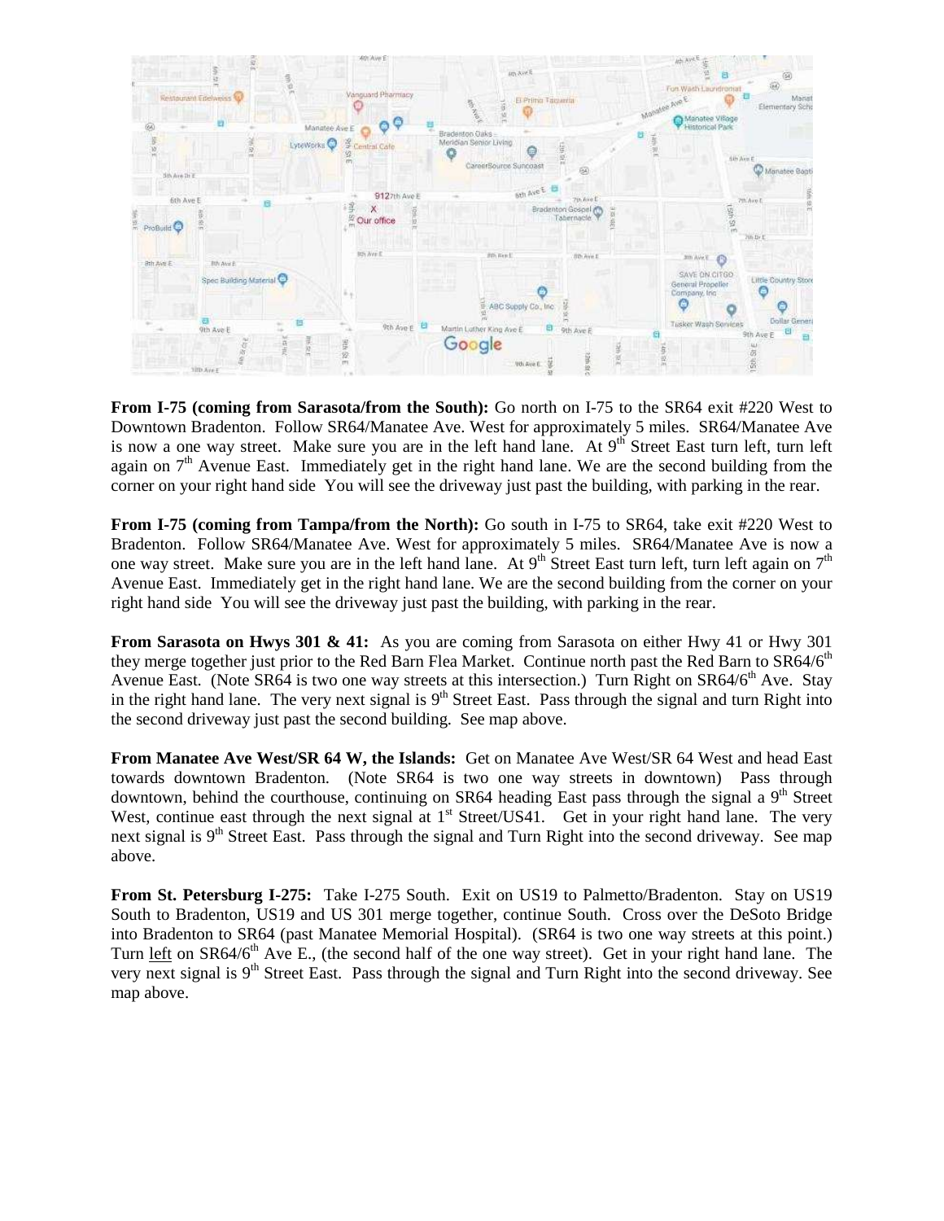**From I-75 (coming from Sarasota/from the South):** Go north on I-75 to the SR64 exit #220 West to Downtown Bradenton. Follow SR64/Manatee Ave. West for approximately 5 miles. SR64/Manatee Ave is now a one way street. Make sure you are in the left hand lane. At 9th Street East turn left, turn left again on 7th Avenue East. Immediately get in the right hand lane. We are the second building from the corner on your right hand side You will see the driveway just past the building, with parking in the rear.

**From I-75 (coming from Tampa/from the North):** Go south in I-75 to SR64, take exit #220 West to Bradenton. Follow SR64/Manatee Ave. West for approximately 5 miles. SR64/Manatee Ave is now a one way street. Make sure you are in the left hand lane. At 9th Street East turn left, turn left again on 7th Avenue East. Immediately get in the right hand lane. We are the second building from the corner on your right hand side You will see the driveway just past the building, with parking in the rear.

**From Sarasota on Hwys 301 & 41:** As you are coming from Sarasota on either Hwy 41 or Hwy 301 they merge together just prior to the Red Barn Flea Market. Continue north past the Red Barn to SR64/6th Avenue East. (Note SR64 is two one way streets at this intersection.) Turn Right on SR64/6th Ave. Stay in the right hand lane. The very next signal is 9th Street East. Pass through the signal and turn Right into the second driveway just past the second building. See map above.

**From Manatee Ave West/SR 64 W, the Islands:** Get on Manatee Ave West/SR 64 West and head East towards downtown Bradenton. (Note SR64 is two one way streets in downtown) Pass through downtown, behind the courthouse, continuing on SR64 heading East pass through the signal a 9th Street West, continue east through the next signal at 1st Street/US41. Get in your right hand lane. The very next signal is 9th Street East. Pass through the signal and Turn Right into the second driveway. See map above.

**From St. Petersburg I-275:** Take I-275 South. Exit on US19 to Palmetto/Bradenton. Stay on US19 South to Bradenton, US19 and US 301 merge together, continue South. Cross over the DeSoto Bridge into Bradenton to SR64 (past Manatee Memorial Hospital). (SR64 is two one way streets at this point.) Turn left on SR64/6th Ave E., (the second half of the one way street). Get in your right hand lane. The very next signal is 9th Street East. Pass through the signal and Turn Right into the second driveway. See map above.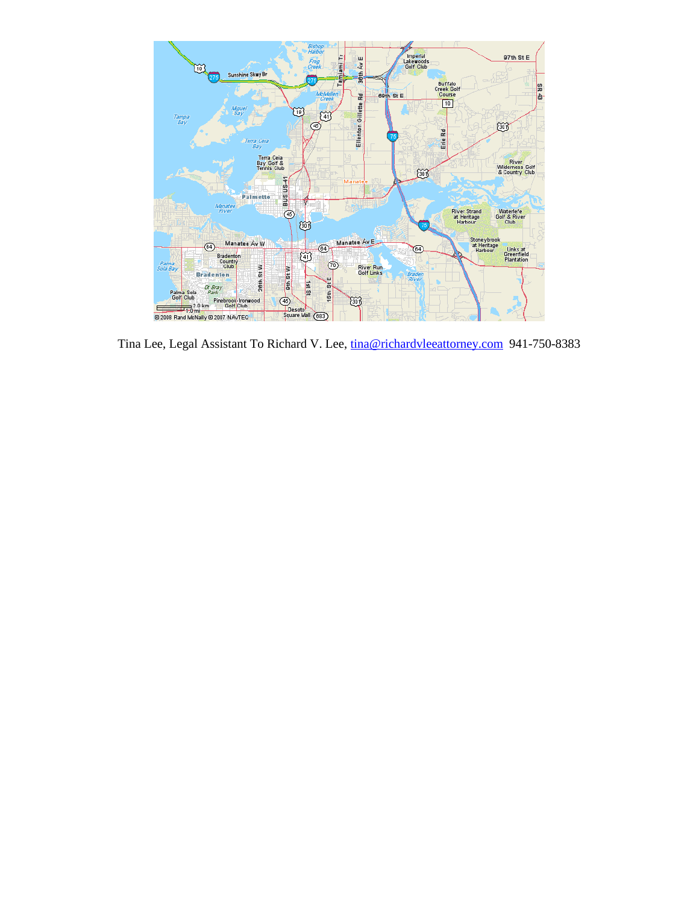Tina Lee, Legal Assistant To Richard V. Lee, [tina@richardvleeattorney.com](mailto:tina@richardvleeattorney.com) 941-750-8383